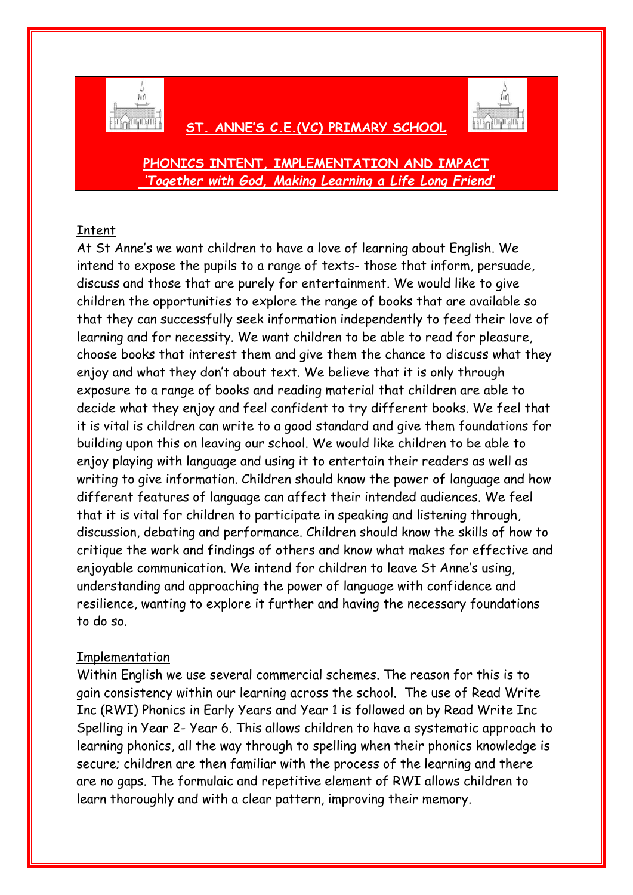# ST. ANNE'S C.E.(VC) PRIMARY SCHOOL

## PHONICS INTENT, IMPLEMENTATION AND IMPACT

***'Together with God, Making Learning a Life Long Friend'***

### Intent

At St Anne's we want children to have a love of learning about English. We intend to expose the pupils to a range of texts- those that inform, persuade, discuss and those that are purely for entertainment. We would like to give children the opportunities to explore the range of books that are available so that they can successfully seek information independently to feed their love of learning and for necessity. We want children to be able to read for pleasure, choose books that interest them and give them the chance to discuss what they enjoy and what they don't about text. We believe that it is only through exposure to a range of books and reading material that children are able to decide what they enjoy and feel confident to try different books. We feel that it is vital is children can write to a good standard and give them foundations for building upon this on leaving our school. We would like children to be able to enjoy playing with language and using it to entertain their readers as well as writing to give information. Children should know the power of language and how different features of language can affect their intended audiences. We feel that it is vital for children to participate in speaking and listening through, discussion, debating and performance. Children should know the skills of how to critique the work and findings of others and know what makes for effective and enjoyable communication. We intend for children to leave St Anne's using, understanding and approaching the power of language with confidence and resilience, wanting to explore it further and having the necessary foundations to do so.

### Implementation

Within English we use several commercial schemes. The reason for this is to gain consistency within our learning across the school. The use of Read Write Inc (RWI) Phonics in Early Years and Year 1 is followed on by Read Write Inc Spelling in Year 2- Year 6. This allows children to have a systematic approach to learning phonics, all the way through to spelling when their phonics knowledge is secure; children are then familiar with the process of the learning and there are no gaps. The formulaic and repetitive element of RWI allows children to learn thoroughly and with a clear pattern, improving their memory.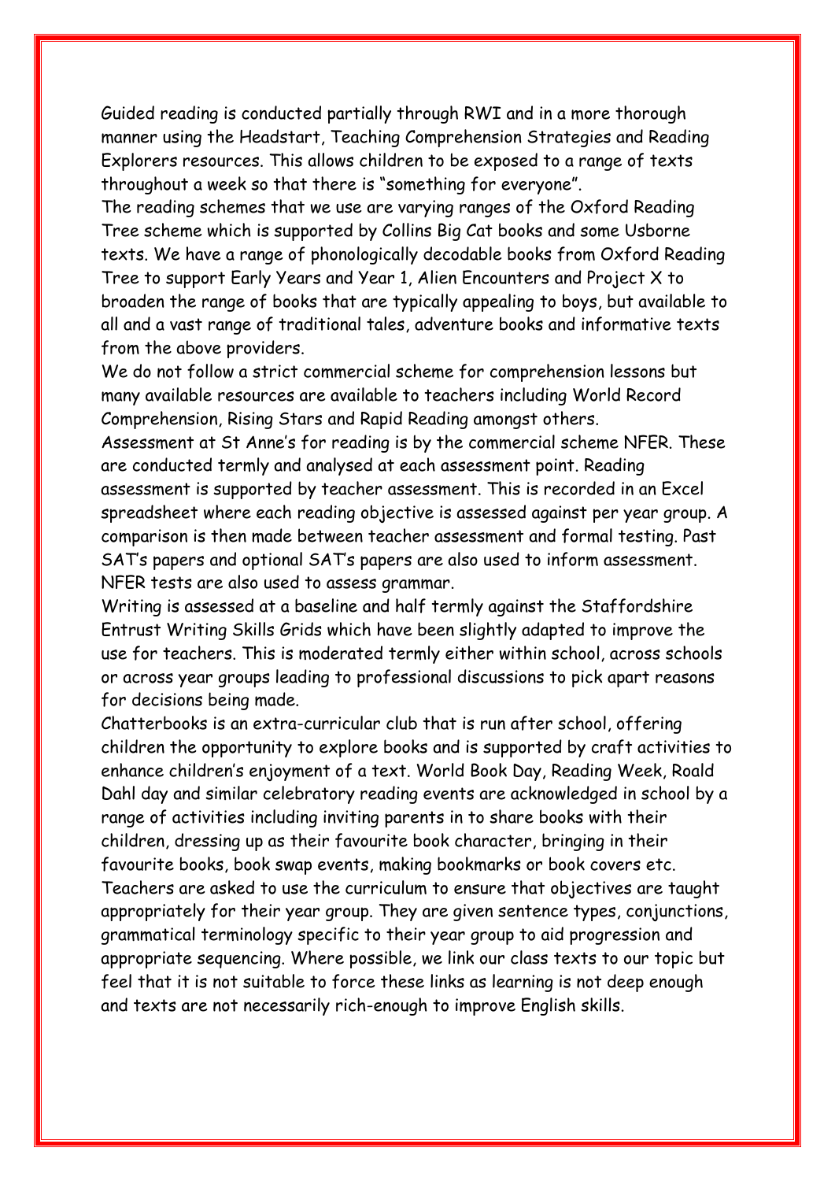Guided reading is conducted partially through RWI and in a more thorough manner using the Headstart, Teaching Comprehension Strategies and Reading Explorers resources. This allows children to be exposed to a range of texts throughout a week so that there is "something for everyone".

The reading schemes that we use are varying ranges of the Oxford Reading Tree scheme which is supported by Collins Big Cat books and some Usborne texts. We have a range of phonologically decodable books from Oxford Reading Tree to support Early Years and Year 1, Alien Encounters and Project X to broaden the range of books that are typically appealing to boys, but available to all and a vast range of traditional tales, adventure books and informative texts from the above providers.

We do not follow a strict commercial scheme for comprehension lessons but many available resources are available to teachers including World Record Comprehension, Rising Stars and Rapid Reading amongst others.

Assessment at St Anne's for reading is by the commercial scheme NFER. These are conducted termly and analysed at each assessment point. Reading assessment is supported by teacher assessment. This is recorded in an Excel spreadsheet where each reading objective is assessed against per year group. A comparison is then made between teacher assessment and formal testing. Past SAT's papers and optional SAT's papers are also used to inform assessment. NFER tests are also used to assess grammar.

Writing is assessed at a baseline and half termly against the Staffordshire Entrust Writing Skills Grids which have been slightly adapted to improve the use for teachers. This is moderated termly either within school, across schools or across year groups leading to professional discussions to pick apart reasons for decisions being made.

Chatterbooks is an extra-curricular club that is run after school, offering children the opportunity to explore books and is supported by craft activities to enhance children's enjoyment of a text. World Book Day, Reading Week, Roald Dahl day and similar celebratory reading events are acknowledged in school by a range of activities including inviting parents in to share books with their children, dressing up as their favourite book character, bringing in their favourite books, book swap events, making bookmarks or book covers etc.

Teachers are asked to use the curriculum to ensure that objectives are taught appropriately for their year group. They are given sentence types, conjunctions, grammatical terminology specific to their year group to aid progression and appropriate sequencing. Where possible, we link our class texts to our topic but feel that it is not suitable to force these links as learning is not deep enough and texts are not necessarily rich-enough to improve English skills.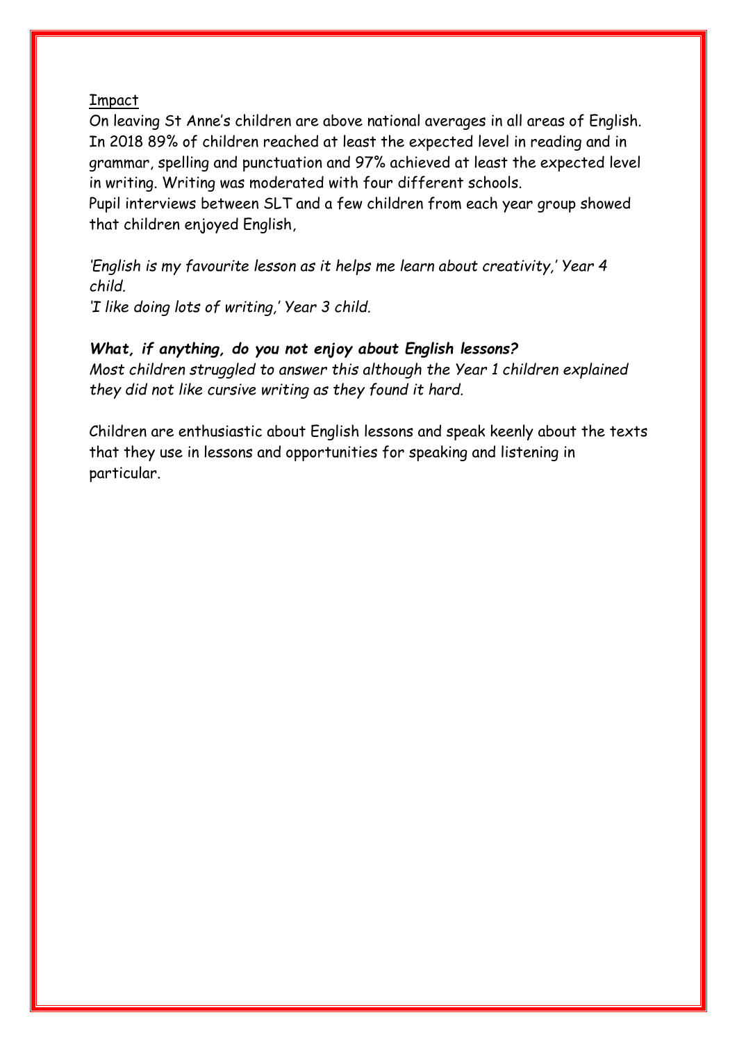Impact

On leaving St Anne's children are above national averages in all areas of English. In 2018 89% of children reached at least the expected level in reading and in grammar, spelling and punctuation and 97% achieved at least the expected level in writing. Writing was moderated with four different schools.
Pupil interviews between SLT and a few children from each year group showed that children enjoyed English,

*'English is my favourite lesson as it helps me learn about creativity,' Year 4 child.*
*'I like doing lots of writing,' Year 3 child.*

***What, if anything, do you not enjoy about English lessons?***
*Most children struggled to answer this although the Year 1 children explained they did not like cursive writing as they found it hard.*

Children are enthusiastic about English lessons and speak keenly about the texts that they use in lessons and opportunities for speaking and listening in particular.